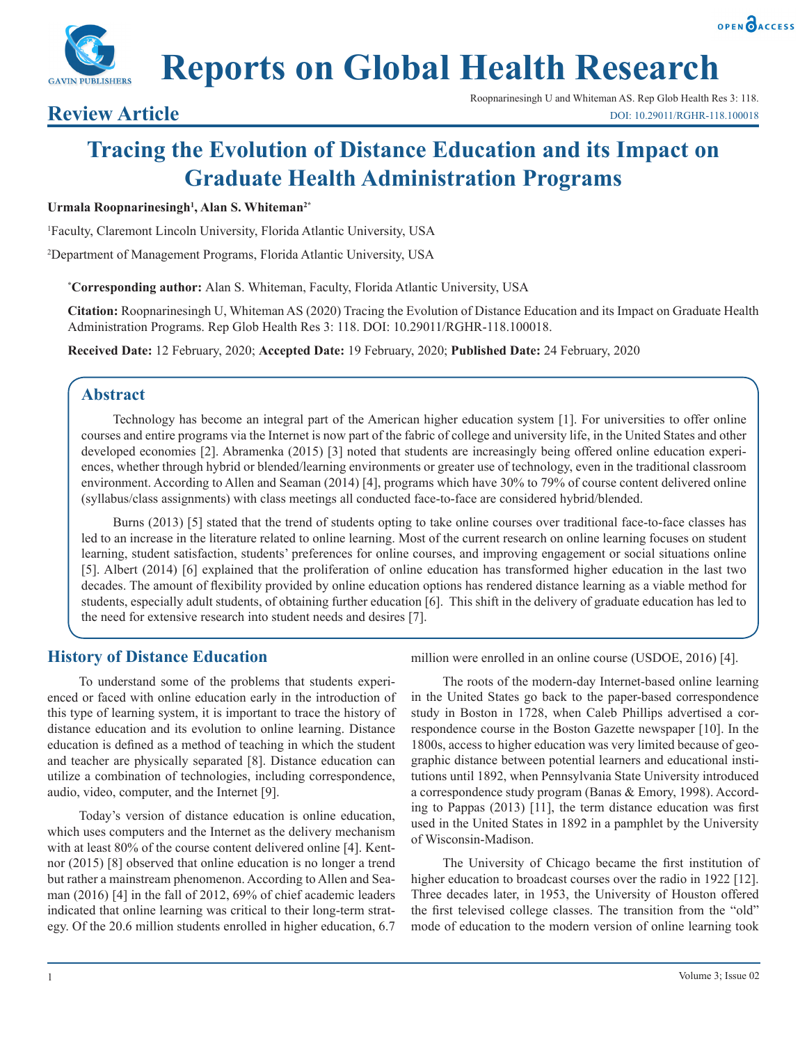# Tracing the Evolution of Distance Education and its Impact on Graduate Health Administration Programs

**Review Article**

**Urmala Roopnarinesingh[1], Alan S. Whiteman[2*]**

[1]Faculty, Claremont Lincoln University, Florida Atlantic University, USA

[2]Department of Management Programs, Florida Atlantic University, USA

**\*Corresponding author:** Alan S. Whiteman, Faculty, Florida Atlantic University, USA

**Citation:** Roopnarinesingh U, Whiteman AS (2020) Tracing the Evolution of Distance Education and its Impact on Graduate Health Administration Programs. Rep Glob Health Res 3: 118. DOI: 10.29011/RGHR-118.100018.

**Received Date:** 12 February, 2020; **Accepted Date:** 19 February, 2020; **Published Date:** 24 February, 2020

## Abstract

Technology has become an integral part of the American higher education system [1]. For universities to offer online courses and entire programs via the Internet is now part of the fabric of college and university life, in the United States and other developed economies [2]. Abramenka (2015) [3] noted that students are increasingly being offered online education experiences, whether through hybrid or blended/learning environments or greater use of technology, even in the traditional classroom environment. According to Allen and Seaman (2014) [4], programs which have 30% to 79% of course content delivered online (syllabus/class assignments) with class meetings all conducted face-to-face are considered hybrid/blended.

Burns (2013) [5] stated that the trend of students opting to take online courses over traditional face-to-face classes has led to an increase in the literature related to online learning. Most of the current research on online learning focuses on student learning, student satisfaction, students' preferences for online courses, and improving engagement or social situations online [5]. Albert (2014) [6] explained that the proliferation of online education has transformed higher education in the last two decades. The amount of flexibility provided by online education options has rendered distance learning as a viable method for students, especially adult students, of obtaining further education [6]. This shift in the delivery of graduate education has led to the need for extensive research into student needs and desires [7].

## History of Distance Education

To understand some of the problems that students experienced or faced with online education early in the introduction of this type of learning system, it is important to trace the history of distance education and its evolution to online learning. Distance education is defined as a method of teaching in which the student and teacher are physically separated [8]. Distance education can utilize a combination of technologies, including correspondence, audio, video, computer, and the Internet [9].

Today's version of distance education is online education, which uses computers and the Internet as the delivery mechanism with at least 80% of the course content delivered online [4]. Kentnor (2015) [8] observed that online education is no longer a trend but rather a mainstream phenomenon. According to Allen and Seaman (2016) [4] in the fall of 2012, 69% of chief academic leaders indicated that online learning was critical to their long-term strategy. Of the 20.6 million students enrolled in higher education, 6.7 million were enrolled in an online course (USDOE, 2016) [4].

The roots of the modern-day Internet-based online learning in the United States go back to the paper-based correspondence study in Boston in 1728, when Caleb Phillips advertised a correspondence course in the Boston Gazette newspaper [10]. In the 1800s, access to higher education was very limited because of geographic distance between potential learners and educational institutions until 1892, when Pennsylvania State University introduced a correspondence study program (Banas & Emory, 1998). According to Pappas (2013) [11], the term distance education was first used in the United States in 1892 in a pamphlet by the University of Wisconsin-Madison.

The University of Chicago became the first institution of higher education to broadcast courses over the radio in 1922 [12]. Three decades later, in 1953, the University of Houston offered the first televised college classes. The transition from the "old" mode of education to the modern version of online learning took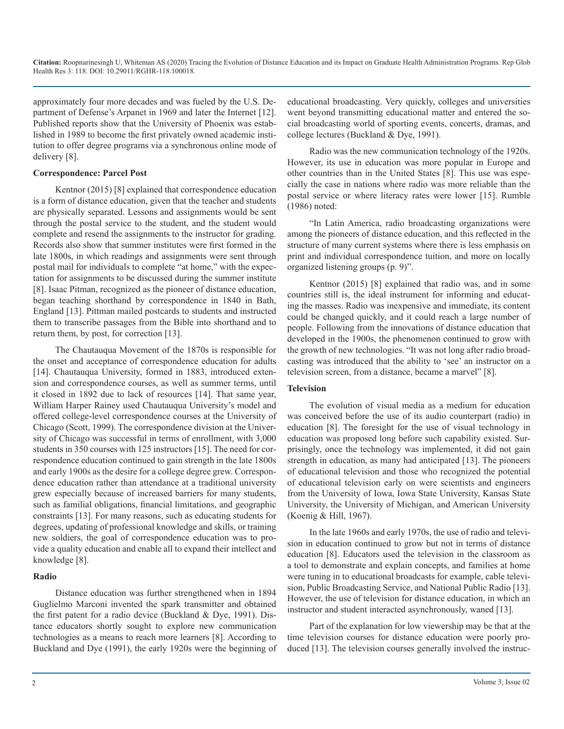approximately four more decades and was fueled by the U.S. Department of Defense's Arpanet in 1969 and later the Internet [12]. Published reports show that the University of Phoenix was established in 1989 to become the first privately owned academic institution to offer degree programs via a synchronous online mode of delivery [8].

**Correspondence: Parcel Post**

Kentnor (2015) [8] explained that correspondence education is a form of distance education, given that the teacher and students are physically separated. Lessons and assignments would be sent through the postal service to the student, and the student would complete and resend the assignments to the instructor for grading. Records also show that summer institutes were first formed in the late 1800s, in which readings and assignments were sent through postal mail for individuals to complete "at home," with the expectation for assignments to be discussed during the summer institute [8]. Isaac Pitman, recognized as the pioneer of distance education, began teaching shorthand by correspondence in 1840 in Bath, England [13]. Pittman mailed postcards to students and instructed them to transcribe passages from the Bible into shorthand and to return them, by post, for correction [13].

The Chautauqua Movement of the 1870s is responsible for the onset and acceptance of correspondence education for adults [14]. Chautauqua University, formed in 1883, introduced extension and correspondence courses, as well as summer terms, until it closed in 1892 due to lack of resources [14]. That same year, William Harper Rainey used Chautauqua University's model and offered college-level correspondence courses at the University of Chicago (Scott, 1999). The correspondence division at the University of Chicago was successful in terms of enrollment, with 3,000 students in 350 courses with 125 instructors [15]. The need for correspondence education continued to gain strength in the late 1800s and early 1900s as the desire for a college degree grew. Correspondence education rather than attendance at a traditional university grew especially because of increased barriers for many students, such as familial obligations, financial limitations, and geographic constraints [13]. For many reasons, such as educating students for degrees, updating of professional knowledge and skills, or training new soldiers, the goal of correspondence education was to provide a quality education and enable all to expand their intellect and knowledge [8].

**Radio**

Distance education was further strengthened when in 1894 Guglielmo Marconi invented the spark transmitter and obtained the first patent for a radio device (Buckland & Dye, 1991). Distance educators shortly sought to explore new communication technologies as a means to reach more learners [8]. According to Buckland and Dye (1991), the early 1920s were the beginning of educational broadcasting. Very quickly, colleges and universities went beyond transmitting educational matter and entered the social broadcasting world of sporting events, concerts, dramas, and college lectures (Buckland & Dye, 1991).

Radio was the new communication technology of the 1920s. However, its use in education was more popular in Europe and other countries than in the United States [8]. This use was especially the case in nations where radio was more reliable than the postal service or where literacy rates were lower [15]. Rumble (1986) noted:

"In Latin America, radio broadcasting organizations were among the pioneers of distance education, and this reflected in the structure of many current systems where there is less emphasis on print and individual correspondence tuition, and more on locally organized listening groups (p. 9)".

Kentnor (2015) [8] explained that radio was, and in some countries still is, the ideal instrument for informing and educating the masses. Radio was inexpensive and immediate, its content could be changed quickly, and it could reach a large number of people. Following from the innovations of distance education that developed in the 1900s, the phenomenon continued to grow with the growth of new technologies. "It was not long after radio broadcasting was introduced that the ability to 'see' an instructor on a television screen, from a distance, became a marvel" [8].

**Television**

The evolution of visual media as a medium for education was conceived before the use of its audio counterpart (radio) in education [8]. The foresight for the use of visual technology in education was proposed long before such capability existed. Surprisingly, once the technology was implemented, it did not gain strength in education, as many had anticipated [13]. The pioneers of educational television and those who recognized the potential of educational television early on were scientists and engineers from the University of Iowa, Iowa State University, Kansas State University, the University of Michigan, and American University (Koenig & Hill, 1967).

In the late 1960s and early 1970s, the use of radio and television in education continued to grow but not in terms of distance education [8]. Educators used the television in the classroom as a tool to demonstrate and explain concepts, and families at home were tuning in to educational broadcasts for example, cable television, Public Broadcasting Service, and National Public Radio [13]. However, the use of television for distance education, in which an instructor and student interacted asynchronously, waned [13].

Part of the explanation for low viewership may be that at the time television courses for distance education were poorly produced [13]. The television courses generally involved the instruc-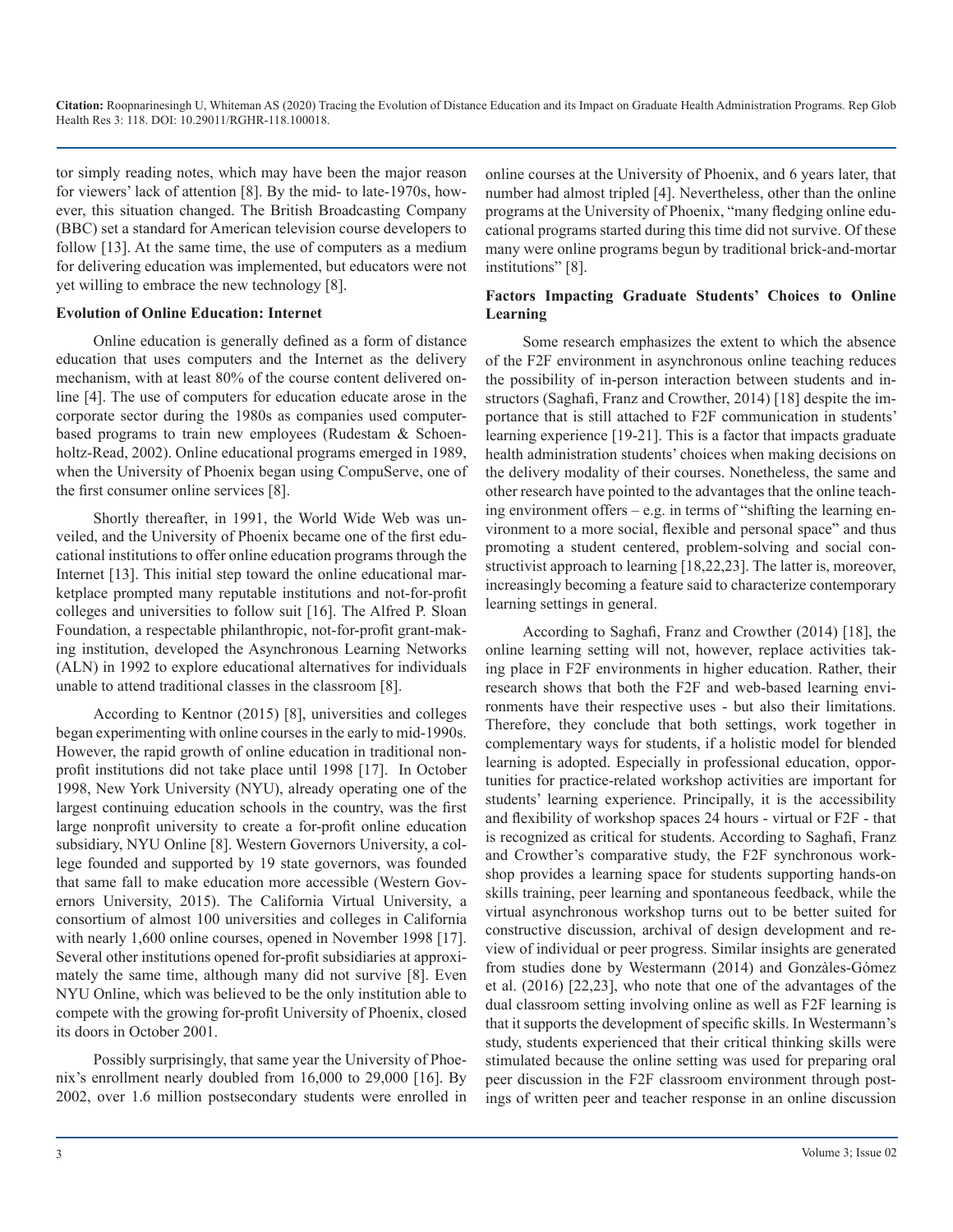tor simply reading notes, which may have been the major reason for viewers' lack of attention [8]. By the mid- to late-1970s, however, this situation changed. The British Broadcasting Company (BBC) set a standard for American television course developers to follow [13]. At the same time, the use of computers as a medium for delivering education was implemented, but educators were not yet willing to embrace the new technology [8].

**Evolution of Online Education: Internet**

Online education is generally defined as a form of distance education that uses computers and the Internet as the delivery mechanism, with at least 80% of the course content delivered online [4]. The use of computers for education educate arose in the corporate sector during the 1980s as companies used computer-based programs to train new employees (Rudestam & Schoenholtz-Read, 2002). Online educational programs emerged in 1989, when the University of Phoenix began using CompuServe, one of the first consumer online services [8].

Shortly thereafter, in 1991, the World Wide Web was unveiled, and the University of Phoenix became one of the first educational institutions to offer online education programs through the Internet [13]. This initial step toward the online educational marketplace prompted many reputable institutions and not-for-profit colleges and universities to follow suit [16]. The Alfred P. Sloan Foundation, a respectable philanthropic, not-for-profit grant-making institution, developed the Asynchronous Learning Networks (ALN) in 1992 to explore educational alternatives for individuals unable to attend traditional classes in the classroom [8].

According to Kentnor (2015) [8], universities and colleges began experimenting with online courses in the early to mid-1990s. However, the rapid growth of online education in traditional nonprofit institutions did not take place until 1998 [17]. In October 1998, New York University (NYU), already operating one of the largest continuing education schools in the country, was the first large nonprofit university to create a for-profit online education subsidiary, NYU Online [8]. Western Governors University, a college founded and supported by 19 state governors, was founded that same fall to make education more accessible (Western Governors University, 2015). The California Virtual University, a consortium of almost 100 universities and colleges in California with nearly 1,600 online courses, opened in November 1998 [17]. Several other institutions opened for-profit subsidiaries at approximately the same time, although many did not survive [8]. Even NYU Online, which was believed to be the only institution able to compete with the growing for-profit University of Phoenix, closed its doors in October 2001.

Possibly surprisingly, that same year the University of Phoenix's enrollment nearly doubled from 16,000 to 29,000 [16]. By 2002, over 1.6 million postsecondary students were enrolled in online courses at the University of Phoenix, and 6 years later, that number had almost tripled [4]. Nevertheless, other than the online programs at the University of Phoenix, "many fledging online educational programs started during this time did not survive. Of these many were online programs begun by traditional brick-and-mortar institutions" [8].

**Factors Impacting Graduate Students' Choices to Online Learning**

Some research emphasizes the extent to which the absence of the F2F environment in asynchronous online teaching reduces the possibility of in-person interaction between students and instructors (Saghafi, Franz and Crowther, 2014) [18] despite the importance that is still attached to F2F communication in students' learning experience [19-21]. This is a factor that impacts graduate health administration students' choices when making decisions on the delivery modality of their courses. Nonetheless, the same and other research have pointed to the advantages that the online teaching environment offers – e.g. in terms of "shifting the learning environment to a more social, flexible and personal space" and thus promoting a student centered, problem-solving and social constructivist approach to learning [18,22,23]. The latter is, moreover, increasingly becoming a feature said to characterize contemporary learning settings in general.

According to Saghafi, Franz and Crowther (2014) [18], the online learning setting will not, however, replace activities taking place in F2F environments in higher education. Rather, their research shows that both the F2F and web-based learning environments have their respective uses - but also their limitations. Therefore, they conclude that both settings, work together in complementary ways for students, if a holistic model for blended learning is adopted. Especially in professional education, opportunities for practice-related workshop activities are important for students' learning experience. Principally, it is the accessibility and flexibility of workshop spaces 24 hours - virtual or F2F - that is recognized as critical for students. According to Saghafi, Franz and Crowther's comparative study, the F2F synchronous workshop provides a learning space for students supporting hands-on skills training, peer learning and spontaneous feedback, while the virtual asynchronous workshop turns out to be better suited for constructive discussion, archival of design development and review of individual or peer progress. Similar insights are generated from studies done by Westermann (2014) and Gonzàles-Gómez et al. (2016) [22,23], who note that one of the advantages of the dual classroom setting involving online as well as F2F learning is that it supports the development of specific skills. In Westermann's study, students experienced that their critical thinking skills were stimulated because the online setting was used for preparing oral peer discussion in the F2F classroom environment through postings of written peer and teacher response in an online discussion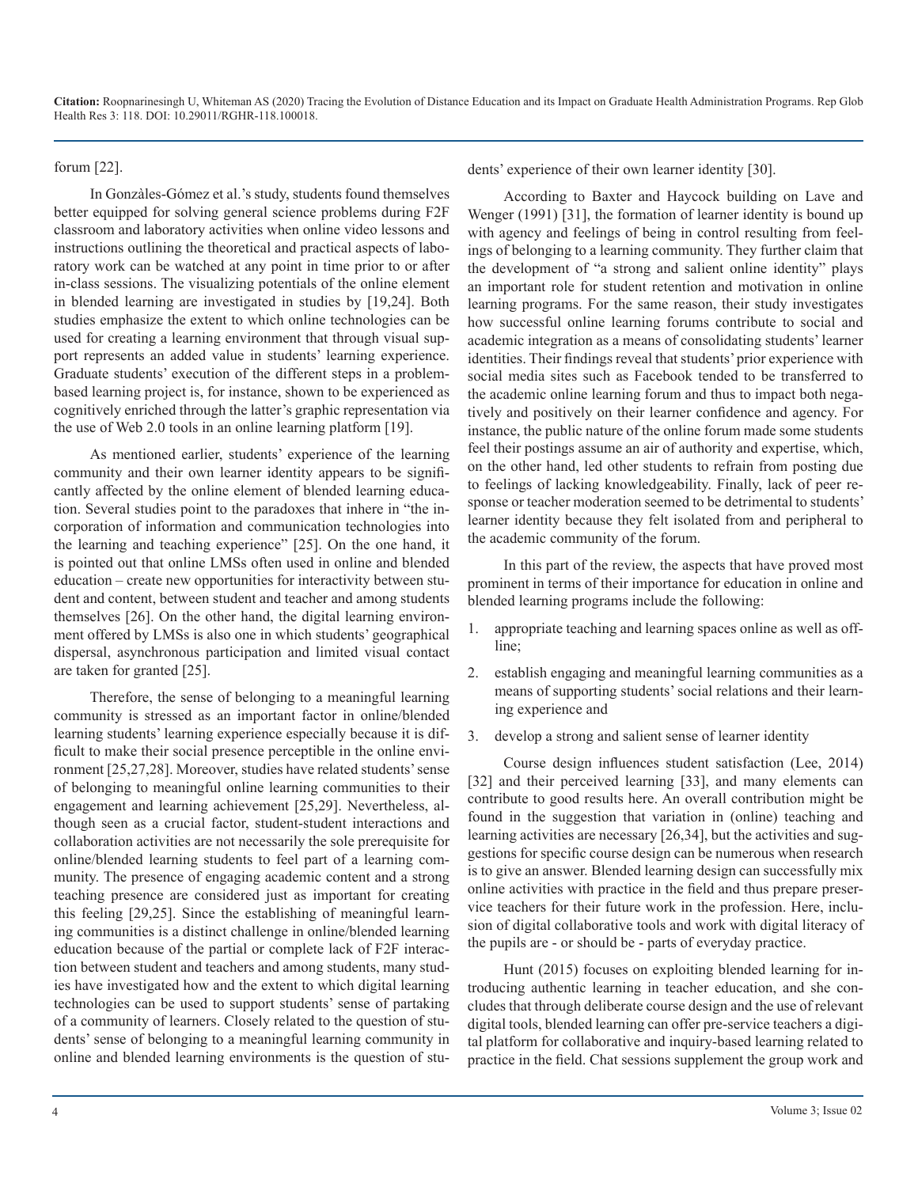forum [22].

In Gonzàles-Gómez et al.'s study, students found themselves better equipped for solving general science problems during F2F classroom and laboratory activities when online video lessons and instructions outlining the theoretical and practical aspects of laboratory work can be watched at any point in time prior to or after in-class sessions. The visualizing potentials of the online element in blended learning are investigated in studies by [19,24]. Both studies emphasize the extent to which online technologies can be used for creating a learning environment that through visual support represents an added value in students' learning experience. Graduate students' execution of the different steps in a problem-based learning project is, for instance, shown to be experienced as cognitively enriched through the latter's graphic representation via the use of Web 2.0 tools in an online learning platform [19].

As mentioned earlier, students' experience of the learning community and their own learner identity appears to be significantly affected by the online element of blended learning education. Several studies point to the paradoxes that inhere in "the incorporation of information and communication technologies into the learning and teaching experience" [25]. On the one hand, it is pointed out that online LMSs often used in online and blended education – create new opportunities for interactivity between student and content, between student and teacher and among students themselves [26]. On the other hand, the digital learning environment offered by LMSs is also one in which students' geographical dispersal, asynchronous participation and limited visual contact are taken for granted [25].

Therefore, the sense of belonging to a meaningful learning community is stressed as an important factor in online/blended learning students' learning experience especially because it is difficult to make their social presence perceptible in the online environment [25,27,28]. Moreover, studies have related students' sense of belonging to meaningful online learning communities to their engagement and learning achievement [25,29]. Nevertheless, although seen as a crucial factor, student-student interactions and collaboration activities are not necessarily the sole prerequisite for online/blended learning students to feel part of a learning community. The presence of engaging academic content and a strong teaching presence are considered just as important for creating this feeling [29,25]. Since the establishing of meaningful learning communities is a distinct challenge in online/blended learning education because of the partial or complete lack of F2F interaction between student and teachers and among students, many studies have investigated how and the extent to which digital learning technologies can be used to support students' sense of partaking of a community of learners. Closely related to the question of students' sense of belonging to a meaningful learning community in online and blended learning environments is the question of students' experience of their own learner identity [30].

According to Baxter and Haycock building on Lave and Wenger (1991) [31], the formation of learner identity is bound up with agency and feelings of being in control resulting from feelings of belonging to a learning community. They further claim that the development of "a strong and salient online identity" plays an important role for student retention and motivation in online learning programs. For the same reason, their study investigates how successful online learning forums contribute to social and academic integration as a means of consolidating students' learner identities. Their findings reveal that students' prior experience with social media sites such as Facebook tended to be transferred to the academic online learning forum and thus to impact both negatively and positively on their learner confidence and agency. For instance, the public nature of the online forum made some students feel their postings assume an air of authority and expertise, which, on the other hand, led other students to refrain from posting due to feelings of lacking knowledgeability. Finally, lack of peer response or teacher moderation seemed to be detrimental to students' learner identity because they felt isolated from and peripheral to the academic community of the forum.

In this part of the review, the aspects that have proved most prominent in terms of their importance for education in online and blended learning programs include the following:

1. appropriate teaching and learning spaces online as well as offline;
2. establish engaging and meaningful learning communities as a means of supporting students' social relations and their learning experience and
3. develop a strong and salient sense of learner identity

Course design influences student satisfaction (Lee, 2014) [32] and their perceived learning [33], and many elements can contribute to good results here. An overall contribution might be found in the suggestion that variation in (online) teaching and learning activities are necessary [26,34], but the activities and suggestions for specific course design can be numerous when research is to give an answer. Blended learning design can successfully mix online activities with practice in the field and thus prepare preservice teachers for their future work in the profession. Here, inclusion of digital collaborative tools and work with digital literacy of the pupils are - or should be - parts of everyday practice.

Hunt (2015) focuses on exploiting blended learning for introducing authentic learning in teacher education, and she concludes that through deliberate course design and the use of relevant digital tools, blended learning can offer pre-service teachers a digital platform for collaborative and inquiry-based learning related to practice in the field. Chat sessions supplement the group work and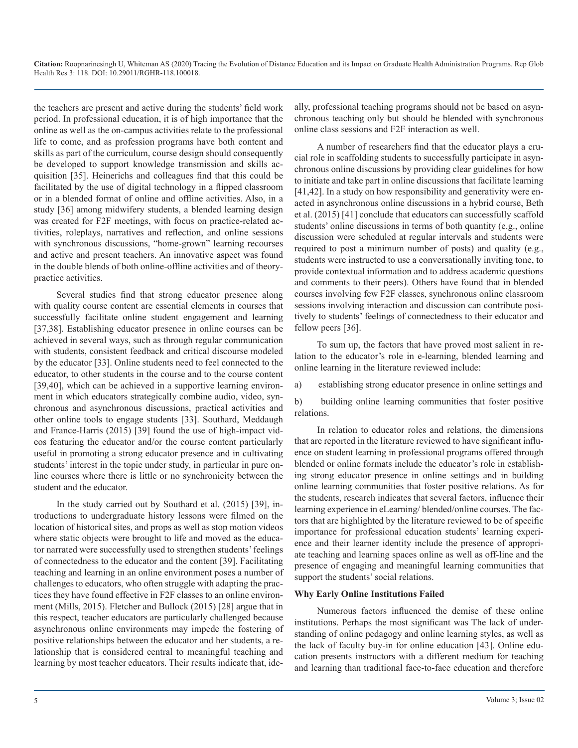the teachers are present and active during the students' field work period. In professional education, it is of high importance that the online as well as the on-campus activities relate to the professional life to come, and as profession programs have both content and skills as part of the curriculum, course design should consequently be developed to support knowledge transmission and skills acquisition [35]. Heinerichs and colleagues find that this could be facilitated by the use of digital technology in a flipped classroom or in a blended format of online and offline activities. Also, in a study [36] among midwifery students, a blended learning design was created for F2F meetings, with focus on practice-related activities, roleplays, narratives and reflection, and online sessions with synchronous discussions, "home-grown" learning recourses and active and present teachers. An innovative aspect was found in the double blends of both online-offline activities and of theory-practice activities.

Several studies find that strong educator presence along with quality course content are essential elements in courses that successfully facilitate online student engagement and learning [37,38]. Establishing educator presence in online courses can be achieved in several ways, such as through regular communication with students, consistent feedback and critical discourse modeled by the educator [33]. Online students need to feel connected to the educator, to other students in the course and to the course content [39,40], which can be achieved in a supportive learning environment in which educators strategically combine audio, video, synchronous and asynchronous discussions, practical activities and other online tools to engage students [33]. Southard, Meddaugh and France-Harris (2015) [39] found the use of high-impact videos featuring the educator and/or the course content particularly useful in promoting a strong educator presence and in cultivating students' interest in the topic under study, in particular in pure online courses where there is little or no synchronicity between the student and the educator.

In the study carried out by Southard et al. (2015) [39], introductions to undergraduate history lessons were filmed on the location of historical sites, and props as well as stop motion videos where static objects were brought to life and moved as the educator narrated were successfully used to strengthen students' feelings of connectedness to the educator and the content [39]. Facilitating teaching and learning in an online environment poses a number of challenges to educators, who often struggle with adapting the practices they have found effective in F2F classes to an online environment (Mills, 2015). Fletcher and Bullock (2015) [28] argue that in this respect, teacher educators are particularly challenged because asynchronous online environments may impede the fostering of positive relationships between the educator and her students, a relationship that is considered central to meaningful teaching and learning by most teacher educators. Their results indicate that, ideally, professional teaching programs should not be based on asynchronous teaching only but should be blended with synchronous online class sessions and F2F interaction as well.

A number of researchers find that the educator plays a crucial role in scaffolding students to successfully participate in asynchronous online discussions by providing clear guidelines for how to initiate and take part in online discussions that facilitate learning [41,42]. In a study on how responsibility and generativity were enacted in asynchronous online discussions in a hybrid course, Beth et al. (2015) [41] conclude that educators can successfully scaffold students' online discussions in terms of both quantity (e.g., online discussion were scheduled at regular intervals and students were required to post a minimum number of posts) and quality (e.g., students were instructed to use a conversationally inviting tone, to provide contextual information and to address academic questions and comments to their peers). Others have found that in blended courses involving few F2F classes, synchronous online classroom sessions involving interaction and discussion can contribute positively to students' feelings of connectedness to their educator and fellow peers [36].

To sum up, the factors that have proved most salient in relation to the educator's role in e-learning, blended learning and online learning in the literature reviewed include:

a) establishing strong educator presence in online settings and

b) building online learning communities that foster positive relations.

In relation to educator roles and relations, the dimensions that are reported in the literature reviewed to have significant influence on student learning in professional programs offered through blended or online formats include the educator's role in establishing strong educator presence in online settings and in building online learning communities that foster positive relations. As for the students, research indicates that several factors, influence their learning experience in eLearning/ blended/online courses. The factors that are highlighted by the literature reviewed to be of specific importance for professional education students' learning experience and their learner identity include the presence of appropriate teaching and learning spaces online as well as off-line and the presence of engaging and meaningful learning communities that support the students' social relations.

**Why Early Online Institutions Failed**

Numerous factors influenced the demise of these online institutions. Perhaps the most significant was The lack of understanding of online pedagogy and online learning styles, as well as the lack of faculty buy-in for online education [43]. Online education presents instructors with a different medium for teaching and learning than traditional face-to-face education and therefore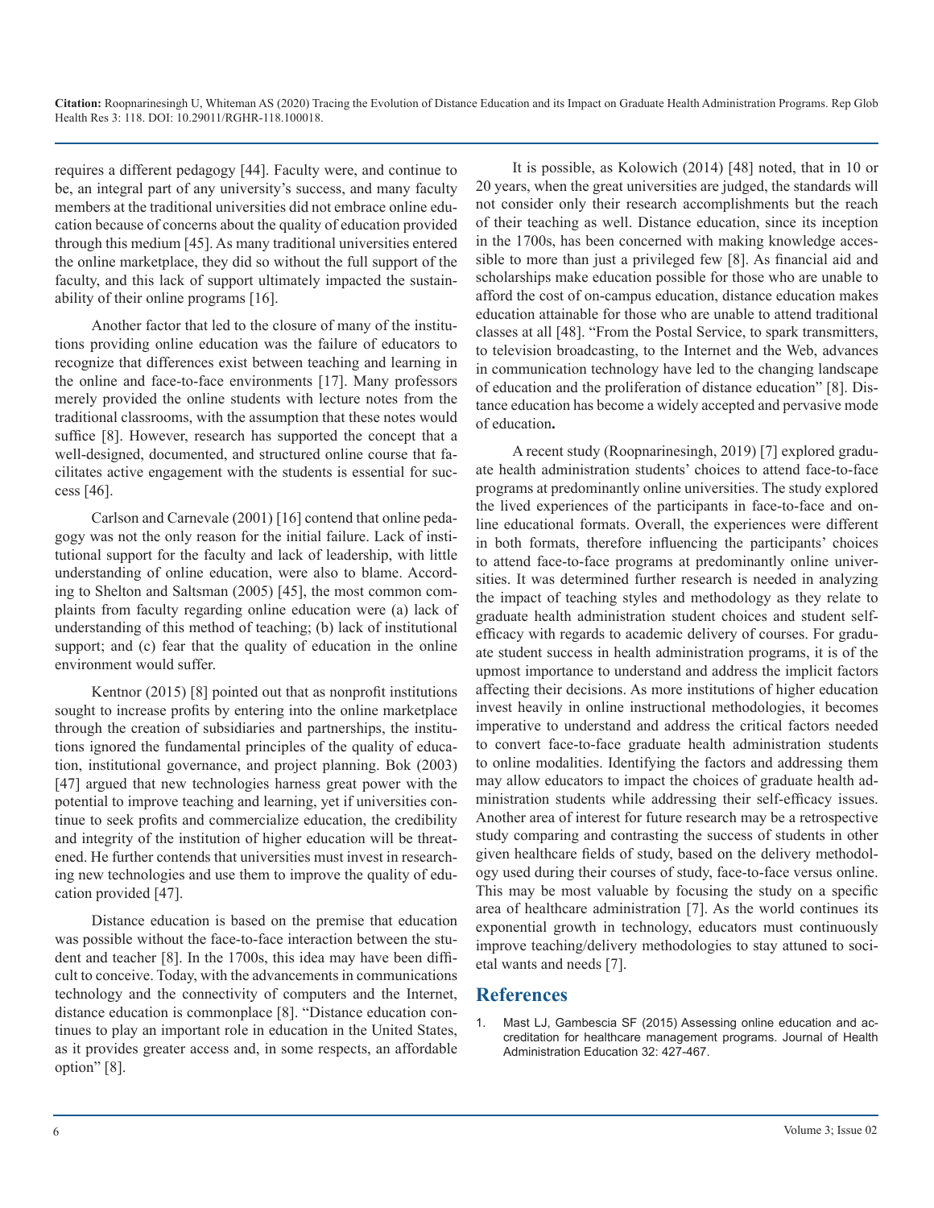requires a different pedagogy [44]. Faculty were, and continue to be, an integral part of any university's success, and many faculty members at the traditional universities did not embrace online education because of concerns about the quality of education provided through this medium [45]. As many traditional universities entered the online marketplace, they did so without the full support of the faculty, and this lack of support ultimately impacted the sustainability of their online programs [16].

Another factor that led to the closure of many of the institutions providing online education was the failure of educators to recognize that differences exist between teaching and learning in the online and face-to-face environments [17]. Many professors merely provided the online students with lecture notes from the traditional classrooms, with the assumption that these notes would suffice [8]. However, research has supported the concept that a well-designed, documented, and structured online course that facilitates active engagement with the students is essential for success [46].

Carlson and Carnevale (2001) [16] contend that online pedagogy was not the only reason for the initial failure. Lack of institutional support for the faculty and lack of leadership, with little understanding of online education, were also to blame. According to Shelton and Saltsman (2005) [45], the most common complaints from faculty regarding online education were (a) lack of understanding of this method of teaching; (b) lack of institutional support; and (c) fear that the quality of education in the online environment would suffer.

Kentnor (2015) [8] pointed out that as nonprofit institutions sought to increase profits by entering into the online marketplace through the creation of subsidiaries and partnerships, the institutions ignored the fundamental principles of the quality of education, institutional governance, and project planning. Bok (2003) [47] argued that new technologies harness great power with the potential to improve teaching and learning, yet if universities continue to seek profits and commercialize education, the credibility and integrity of the institution of higher education will be threatened. He further contends that universities must invest in researching new technologies and use them to improve the quality of education provided [47].

Distance education is based on the premise that education was possible without the face-to-face interaction between the student and teacher [8]. In the 1700s, this idea may have been difficult to conceive. Today, with the advancements in communications technology and the connectivity of computers and the Internet, distance education is commonplace [8]. "Distance education continues to play an important role in education in the United States, as it provides greater access and, in some respects, an affordable option" [8].

It is possible, as Kolowich (2014) [48] noted, that in 10 or 20 years, when the great universities are judged, the standards will not consider only their research accomplishments but the reach of their teaching as well. Distance education, since its inception in the 1700s, has been concerned with making knowledge accessible to more than just a privileged few [8]. As financial aid and scholarships make education possible for those who are unable to afford the cost of on-campus education, distance education makes education attainable for those who are unable to attend traditional classes at all [48]. "From the Postal Service, to spark transmitters, to television broadcasting, to the Internet and the Web, advances in communication technology have led to the changing landscape of education and the proliferation of distance education" [8]. Distance education has become a widely accepted and pervasive mode of education**.**

A recent study (Roopnarinesingh, 2019) [7] explored graduate health administration students' choices to attend face-to-face programs at predominantly online universities. The study explored the lived experiences of the participants in face-to-face and online educational formats. Overall, the experiences were different in both formats, therefore influencing the participants' choices to attend face-to-face programs at predominantly online universities. It was determined further research is needed in analyzing the impact of teaching styles and methodology as they relate to graduate health administration student choices and student self-efficacy with regards to academic delivery of courses. For graduate student success in health administration programs, it is of the upmost importance to understand and address the implicit factors affecting their decisions. As more institutions of higher education invest heavily in online instructional methodologies, it becomes imperative to understand and address the critical factors needed to convert face-to-face graduate health administration students to online modalities. Identifying the factors and addressing them may allow educators to impact the choices of graduate health administration students while addressing their self-efficacy issues. Another area of interest for future research may be a retrospective study comparing and contrasting the success of students in other given healthcare fields of study, based on the delivery methodology used during their courses of study, face-to-face versus online. This may be most valuable by focusing the study on a specific area of healthcare administration [7]. As the world continues its exponential growth in technology, educators must continuously improve teaching/delivery methodologies to stay attuned to societal wants and needs [7].

## References

1. Mast LJ, Gambescia SF (2015) Assessing online education and accreditation for healthcare management programs. Journal of Health Administration Education 32: 427-467.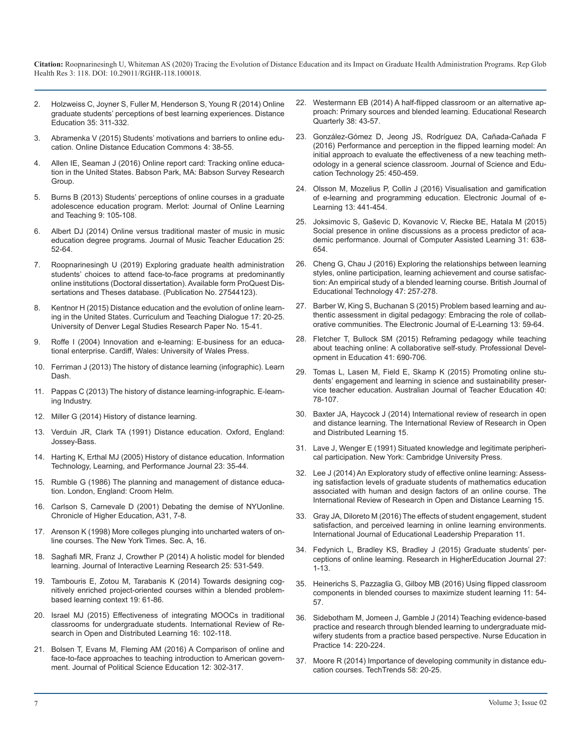2. Holzweiss C, Joyner S, Fuller M, Henderson S, Young R (2014) Online graduate students' perceptions of best learning experiences. Distance Education 35: 311-332.

3. Abramenka V (2015) Students' motivations and barriers to online education. Online Distance Education Commons 4: 38-55.

4. Allen IE, Seaman J (2016) Online report card: Tracking online education in the United States. Babson Park, MA: Babson Survey Research Group.

5. Burns B (2013) Students' perceptions of online courses in a graduate adolescence education program. Merlot: Journal of Online Learning and Teaching 9: 105-108.

6. Albert DJ (2014) Online versus traditional master of music in music education degree programs. Journal of Music Teacher Education 25: 52-64.

7. Roopnarinesingh U (2019) Exploring graduate health administration students' choices to attend face-to-face programs at predominantly online institutions (Doctoral dissertation). Available form ProQuest Dissertations and Theses database. (Publication No. 27544123).

8. Kentnor H (2015) Distance education and the evolution of online learning in the United States. Curriculum and Teaching Dialogue 17: 20-25. University of Denver Legal Studies Research Paper No. 15-41.

9. Roffe I (2004) Innovation and e-learning: E-business for an educational enterprise. Cardiff, Wales: University of Wales Press.

10. Ferriman J (2013) The history of distance learning (infographic). Learn Dash.

11. Pappas C (2013) The history of distance learning-infographic. E-learning Industry.

12. Miller G (2014) History of distance learning.

13. Verduin JR, Clark TA (1991) Distance education. Oxford, England: Jossey-Bass.

14. Harting K, Erthal MJ (2005) History of distance education. Information Technology, Learning, and Performance Journal 23: 35-44.

15. Rumble G (1986) The planning and management of distance education. London, England: Croom Helm.

16. Carlson S, Carnevale D (2001) Debating the demise of NYUonline. Chronicle of Higher Education, A31, 7-8.

17. Arenson K (1998) More colleges plunging into uncharted waters of online courses. The New York Times. Sec. A, 16.

18. Saghafi MR, Franz J, Crowther P (2014) A holistic model for blended learning. Journal of Interactive Learning Research 25: 531-549.

19. Tambouris E, Zotou M, Tarabanis K (2014) Towards designing cognitively enriched project-oriented courses within a blended problem-based learning context 19: 61-86.

20. Israel MJ (2015) Effectiveness of integrating MOOCs in traditional classrooms for undergraduate students. International Review of Research in Open and Distributed Learning 16: 102-118.

21. Bolsen T, Evans M, Fleming AM (2016) A Comparison of online and face-to-face approaches to teaching introduction to American government. Journal of Political Science Education 12: 302-317.

22. Westermann EB (2014) A half-flipped classroom or an alternative approach: Primary sources and blended learning. Educational Research Quarterly 38: 43-57.

23. González-Gómez D, Jeong JS, Rodríguez DA, Cañada-Cañada F (2016) Performance and perception in the flipped learning model: An initial approach to evaluate the effectiveness of a new teaching methodology in a general science classroom. Journal of Science and Education Technology 25: 450-459.

24. Olsson M, Mozelius P, Collin J (2016) Visualisation and gamification of e-learning and programming education. Electronic Journal of e-Learning 13: 441-454.

25. Joksimovic S, Gaševic D, Kovanovic V, Riecke BE, Hatala M (2015) Social presence in online discussions as a process predictor of academic performance. Journal of Computer Assisted Learning 31: 638-654.

26. Cheng G, Chau J (2016) Exploring the relationships between learning styles, online participation, learning achievement and course satisfaction: An empirical study of a blended learning course. British Journal of Educational Technology 47: 257-278.

27. Barber W, King S, Buchanan S (2015) Problem based learning and authentic assessment in digital pedagogy: Embracing the role of collaborative communities. The Electronic Journal of E-Learning 13: 59-64.

28. Fletcher T, Bullock SM (2015) Reframing pedagogy while teaching about teaching online: A collaborative self-study. Professional Development in Education 41: 690-706.

29. Tomas L, Lasen M, Field E, Skamp K (2015) Promoting online students' engagement and learning in science and sustainability preservice teacher education. Australian Journal of Teacher Education 40: 78-107.

30. Baxter JA, Haycock J (2014) International review of research in open and distance learning. The International Review of Research in Open and Distributed Learning 15.

31. Lave J, Wenger E (1991) Situated knowledge and legitimate peripherical participation. New York: Cambridge University Press.

32. Lee J (2014) An Exploratory study of effective online learning: Assessing satisfaction levels of graduate students of mathematics education associated with human and design factors of an online course. The International Review of Research in Open and Distance Learning 15.

33. Gray JA, Diloreto M (2016) The effects of student engagement, student satisfaction, and perceived learning in online learning environments. International Journal of Educational Leadership Preparation 11.

34. Fedynich L, Bradley KS, Bradley J (2015) Graduate students' perceptions of online learning. Research in HigherEducation Journal 27: 1-13.

35. Heinerichs S, Pazzaglia G, Gilboy MB (2016) Using flipped classroom components in blended courses to maximize student learning 11: 54-57.

36. Sidebotham M, Jomeen J, Gamble J (2014) Teaching evidence-based practice and research through blended learning to undergraduate midwifery students from a practice based perspective. Nurse Education in Practice 14: 220-224.

37. Moore R (2014) Importance of developing community in distance education courses. TechTrends 58: 20-25.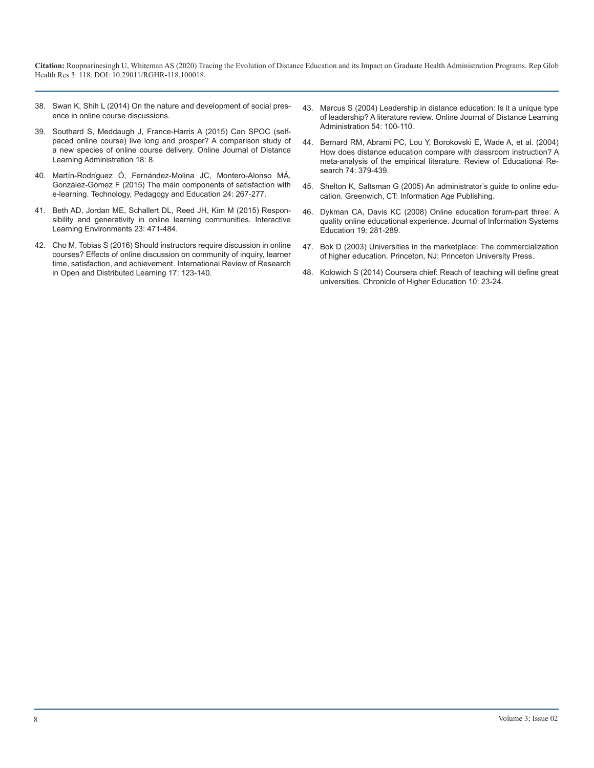38. Swan K, Shih L (2014) On the nature and development of social presence in online course discussions.
39. Southard S, Meddaugh J, France-Harris A (2015) Can SPOC (self-paced online course) live long and prosper? A comparison study of a new species of online course delivery. Online Journal of Distance Learning Administration 18: 8.
40. Martín-Rodríguez Ó, Fernández-Molina JC, Montero-Alonso MÁ, González-Gómez F (2015) The main components of satisfaction with e-learning. Technology, Pedagogy and Education 24: 267-277.
41. Beth AD, Jordan ME, Schallert DL, Reed JH, Kim M (2015) Responsibility and generativity in online learning communities. Interactive Learning Environments 23: 471-484.
42. Cho M, Tobias S (2016) Should instructors require discussion in online courses? Effects of online discussion on community of inquiry, learner time, satisfaction, and achievement. International Review of Research in Open and Distributed Learning 17: 123-140.
43. Marcus S (2004) Leadership in distance education: Is it a unique type of leadership? A literature review. Online Journal of Distance Learning Administration 54: 100-110.
44. Bernard RM, Abrami PC, Lou Y, Borokovski E, Wade A, et al. (2004) How does distance education compare with classroom instruction? A meta-analysis of the empirical literature. Review of Educational Research 74: 379-439.
45. Shelton K, Saltsman G (2005) An administrator's guide to online education. Greenwich, CT: Information Age Publishing.
46. Dykman CA, Davis KC (2008) Online education forum-part three: A quality online educational experience. Journal of Information Systems Education 19: 281-289.
47. Bok D (2003) Universities in the marketplace: The commercialization of higher education. Princeton, NJ: Princeton University Press.
48. Kolowich S (2014) Coursera chief: Reach of teaching will define great universities. Chronicle of Higher Education 10: 23-24.